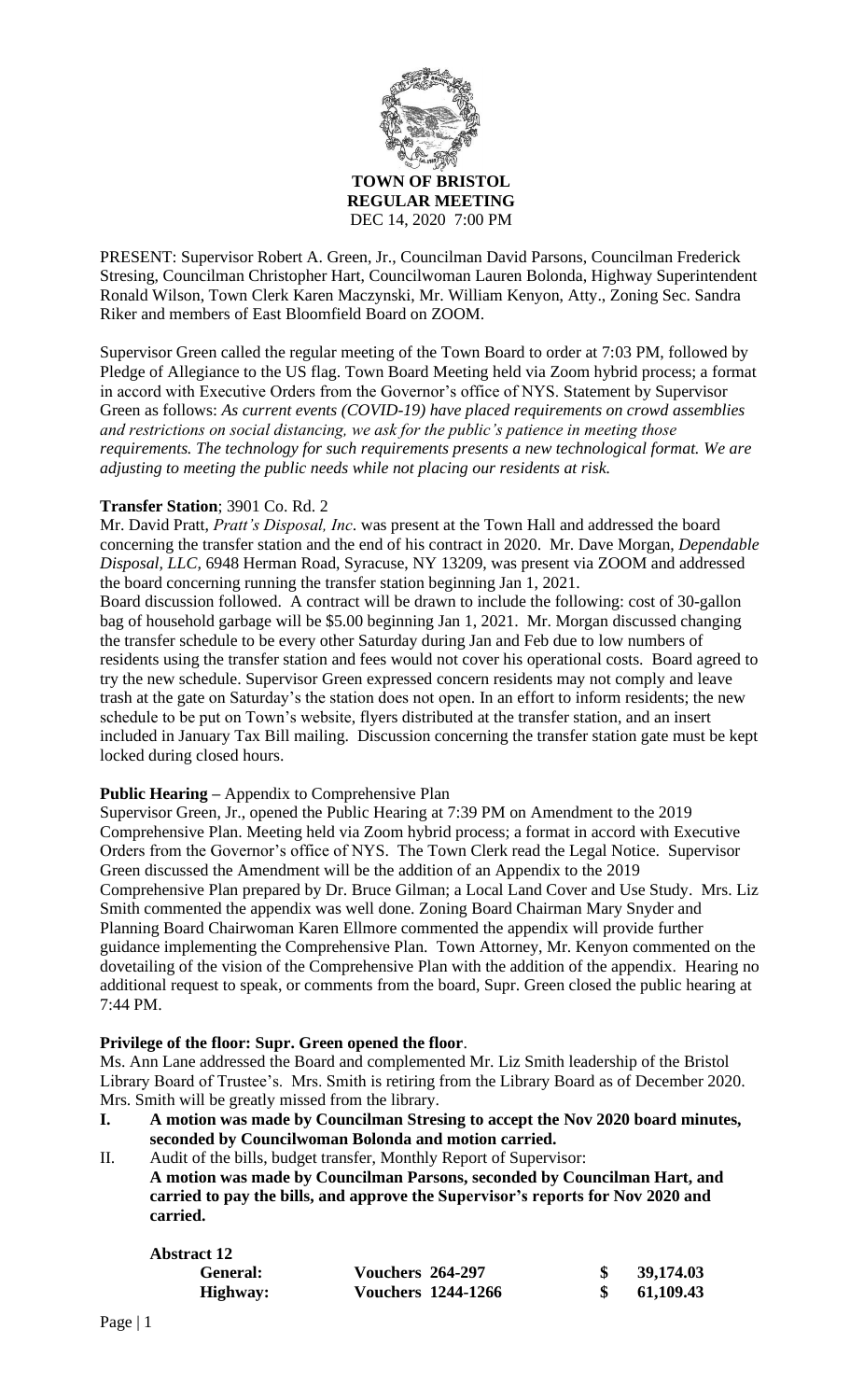# TOWN OF BRISTOL
## REGULAR MEETING
DEC 14, 2020 7:00 PM

PRESENT: Supervisor Robert A. Green, Jr., Councilman David Parsons, Councilman Frederick Stresing, Councilman Christopher Hart, Councilwoman Lauren Bolonda, Highway Superintendent Ronald Wilson, Town Clerk Karen Maczynski, Mr. William Kenyon, Atty., Zoning Sec. Sandra Riker and members of East Bloomfield Board on ZOOM.

Supervisor Green called the regular meeting of the Town Board to order at 7:03 PM, followed by Pledge of Allegiance to the US flag. Town Board Meeting held via Zoom hybrid process; a format in accord with Executive Orders from the Governor's office of NYS. Statement by Supervisor Green as follows: *As current events (COVID-19) have placed requirements on crowd assemblies and restrictions on social distancing, we ask for the public's patience in meeting those requirements. The technology for such requirements presents a new technological format. We are adjusting to meeting the public needs while not placing our residents at risk.*

**Transfer Station**; 3901 Co. Rd. 2

Mr. David Pratt, *Pratt's Disposal, Inc*. was present at the Town Hall and addressed the board concerning the transfer station and the end of his contract in 2020. Mr. Dave Morgan, *Dependable Disposal, LLC*, 6948 Herman Road, Syracuse, NY 13209, was present via ZOOM and addressed the board concerning running the transfer station beginning Jan 1, 2021.

Board discussion followed. A contract will be drawn to include the following: cost of 30-gallon bag of household garbage will be $5.00 beginning Jan 1, 2021. Mr. Morgan discussed changing the transfer schedule to be every other Saturday during Jan and Feb due to low numbers of residents using the transfer station and fees would not cover his operational costs. Board agreed to try the new schedule. Supervisor Green expressed concern residents may not comply and leave trash at the gate on Saturday's the station does not open. In an effort to inform residents; the new schedule to be put on Town's website, flyers distributed at the transfer station, and an insert included in January Tax Bill mailing. Discussion concerning the transfer station gate must be kept locked during closed hours.

**Public Hearing –** Appendix to Comprehensive Plan

Supervisor Green, Jr., opened the Public Hearing at 7:39 PM on Amendment to the 2019 Comprehensive Plan. Meeting held via Zoom hybrid process; a format in accord with Executive Orders from the Governor's office of NYS. The Town Clerk read the Legal Notice. Supervisor Green discussed the Amendment will be the addition of an Appendix to the 2019 Comprehensive Plan prepared by Dr. Bruce Gilman; a Local Land Cover and Use Study. Mrs. Liz Smith commented the appendix was well done. Zoning Board Chairman Mary Snyder and Planning Board Chairwoman Karen Ellmore commented the appendix will provide further guidance implementing the Comprehensive Plan. Town Attorney, Mr. Kenyon commented on the dovetailing of the vision of the Comprehensive Plan with the addition of the appendix. Hearing no additional request to speak, or comments from the board, Supr. Green closed the public hearing at 7:44 PM.

**Privilege of the floor: Supr. Green opened the floor**.

Ms. Ann Lane addressed the Board and complemented Mr. Liz Smith leadership of the Bristol Library Board of Trustee's. Mrs. Smith is retiring from the Library Board as of December 2020. Mrs. Smith will be greatly missed from the library.

**I. A motion was made by Councilman Stresing to accept the Nov 2020 board minutes, seconded by Councilwoman Bolonda and motion carried.**

II. Audit of the bills, budget transfer, Monthly Report of Supervisor:
**A motion was made by Councilman Parsons, seconded by Councilman Hart, and carried to pay the bills, and approve the Supervisor's reports for Nov 2020 and carried.**

**Abstract 12**

| | | |
|---|---|---|
| **General:** | **Vouchers 264-297** | **$ 39,174.03** |
| **Highway:** | **Vouchers 1244-1266** | **$ 61,109.43** |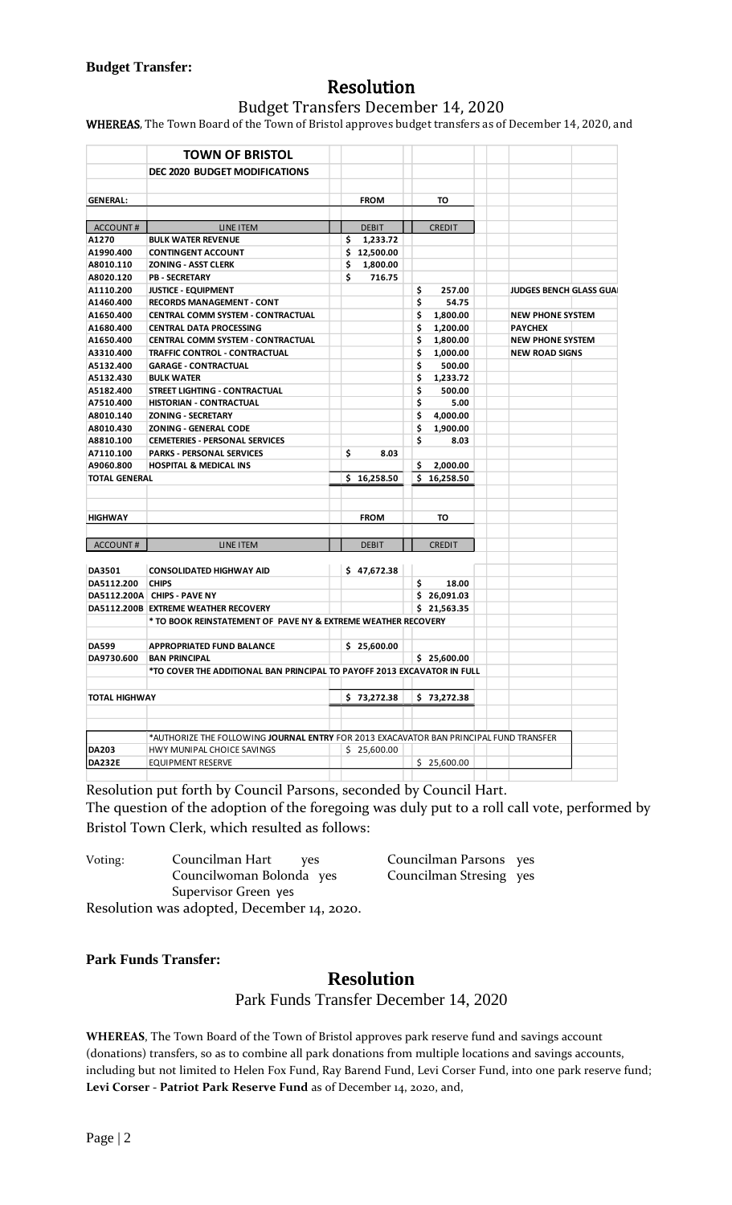**Budget Transfer:**

## Resolution

Budget Transfers December 14, 2020

**WHEREAS**, The Town Board of the Town of Bristol approves budget transfers as of December 14, 2020, and

| | TOWN OF BRISTOL | | | |
|---|---|---|---|---|
| | DEC 2020 BUDGET MODIFICATIONS | | | |
| | | | | |
| GENERAL: | | FROM | TO | |
| | | | | |
| ACCOUNT # | LINE ITEM | DEBIT | CREDIT | |
| A1270 | BULK WATER REVENUE | $ 1,233.72 | | |
| A1990.400 | CONTINGENT ACCOUNT | $ 12,500.00 | | |
| A8010.110 | ZONING - ASST CLERK | $ 1,800.00 | | |
| A8020.120 | PB - SECRETARY | $ 716.75 | | |
| A1110.200 | JUSTICE - EQUIPMENT | | $ 257.00 | JUDGES BENCH GLASS GUA |
| A1460.400 | RECORDS MANAGEMENT - CONT | | $ 54.75 | |
| A1650.400 | CENTRAL COMM SYSTEM - CONTRACTUAL | | $ 1,800.00 | NEW PHONE SYSTEM |
| A1680.400 | CENTRAL DATA PROCESSING | | $ 1,200.00 | PAYCHEX |
| A1650.400 | CENTRAL COMM SYSTEM - CONTRACTUAL | | $ 1,800.00 | NEW PHONE SYSTEM |
| A3310.400 | TRAFFIC CONTROL - CONTRACTUAL | | $ 1,000.00 | NEW ROAD SIGNS |
| A5132.400 | GARAGE - CONTRACTUAL | | $ 500.00 | |
| A5132.430 | BULK WATER | | $ 1,233.72 | |
| A5182.400 | STREET LIGHTING - CONTRACTUAL | | $ 500.00 | |
| A7510.400 | HISTORIAN - CONTRACTUAL | | $ 5.00 | |
| A8010.140 | ZONING - SECRETARY | | $ 4,000.00 | |
| A8010.430 | ZONING - GENERAL CODE | | $ 1,900.00 | |
| A8810.100 | CEMETERIES - PERSONAL SERVICES | | $ 8.03 | |
| A7110.100 | PARKS - PERSONAL SERVICES | $ 8.03 | | |
| A9060.800 | HOSPITAL & MEDICAL INS | | $ 2,000.00 | |
| TOTAL GENERAL | | $ 16,258.50 | $ 16,258.50 | |
| | | | | |
| HIGHWAY | | FROM | TO | |
| | | | | |
| ACCOUNT # | LINE ITEM | DEBIT | CREDIT | |
| | | | | |
| DA3501 | CONSOLIDATED HIGHWAY AID | $ 47,672.38 | | |
| DA5112.200 | CHIPS | | $ 18.00 | |
| DA5112.200A | CHIPS - PAVE NY | | $ 26,091.03 | |
| DA5112.200B | EXTREME WEATHER RECOVERY | | $ 21,563.35 | |
| | * TO BOOK REINSTATEMENT OF PAVE NY & EXTREME WEATHER RECOVERY | | | |
| | | | | |
| DA599 | APPROPRIATED FUND BALANCE | $ 25,600.00 | | |
| DA9730.600 | BAN PRINCIPAL | | $ 25,600.00 | |
| | *TO COVER THE ADDITIONAL BAN PRINCIPAL TO PAYOFF 2013 EXCAVATOR IN FULL | | | |
| | | | | |
| TOTAL HIGHWAY | | $ 73,272.38 | $ 73,272.38 | |
| | | | | |
| | *AUTHORIZE THE FOLLOWING **JOURNAL ENTRY** FOR 2013 EXACAVATOR BAN PRINCIPAL FUND TRANSFER | | | |
| DA203 | HWY MUNIPAL CHOICE SAVINGS | $ 25,600.00 | | |
| DA232E | EQUIPMENT RESERVE | | $ 25,600.00 | |

Resolution put forth by Council Parsons, seconded by Council Hart.

The question of the adoption of the foregoing was duly put to a roll call vote, performed by Bristol Town Clerk, which resulted as follows:

Voting:
- Councilman Hart yes
- Councilwoman Bolonda yes
- Supervisor Green yes
- Councilman Parsons yes
- Councilman Stresing yes

Resolution was adopted, December 14, 2020.

**Park Funds Transfer:**

## Resolution

Park Funds Transfer December 14, 2020

**WHEREAS**, The Town Board of the Town of Bristol approves park reserve fund and savings account (donations) transfers, so as to combine all park donations from multiple locations and savings accounts, including but not limited to Helen Fox Fund, Ray Barend Fund, Levi Corser Fund, into one park reserve fund; **Levi Corser - Patriot Park Reserve Fund** as of December 14, 2020, and,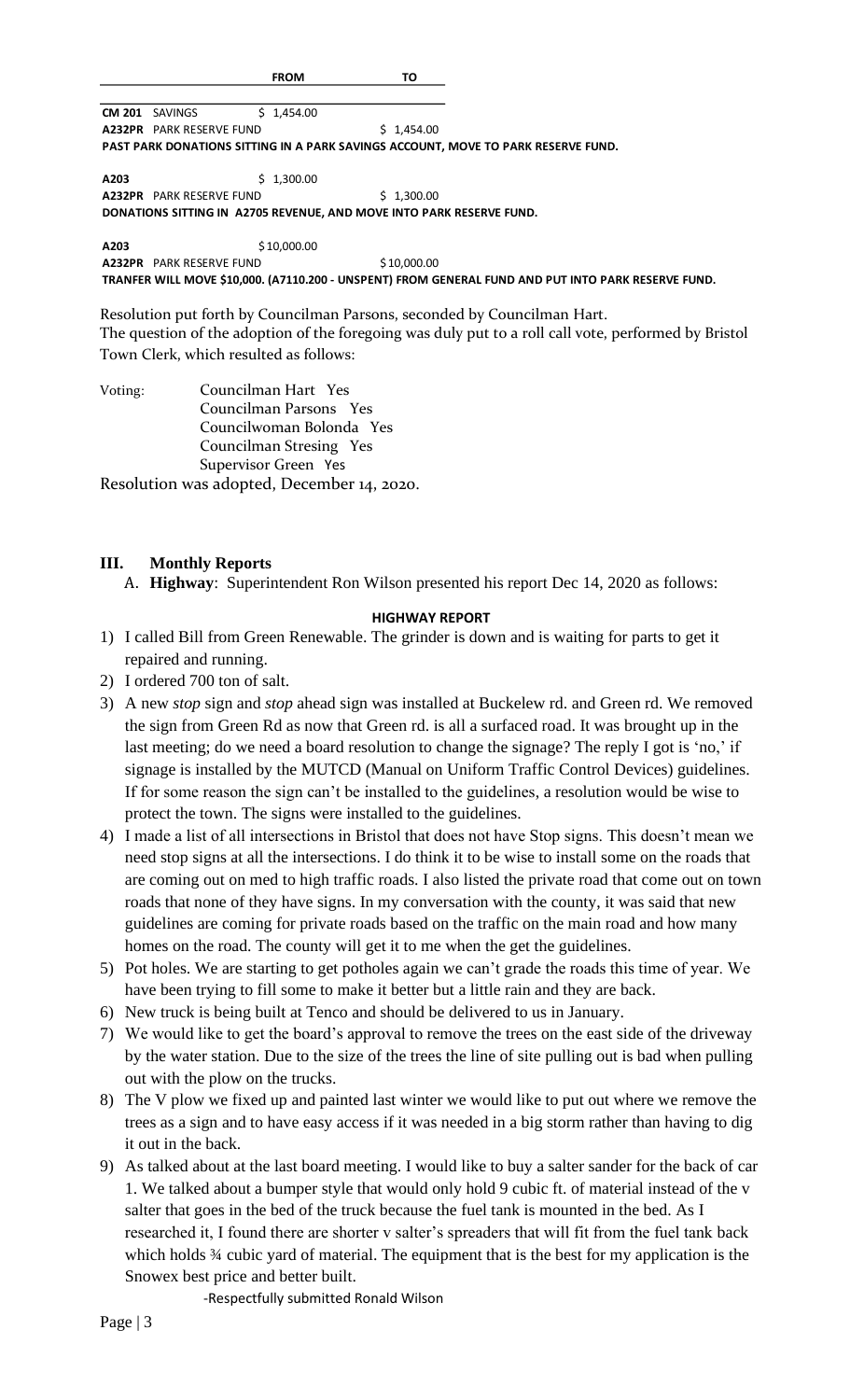| | | FROM | TO |
|---|---|---|---|
| **CM 201** | SAVINGS | $ 1,454.00 | |
| **A232PR** | PARK RESERVE FUND | | $ 1,454.00 |

**PAST PARK DONATIONS SITTING IN A PARK SAVINGS ACCOUNT, MOVE TO PARK RESERVE FUND.**

| | | FROM | TO |
|---|---|---|---|
| **A203** | | $ 1,300.00 | |
| **A232PR** | PARK RESERVE FUND | | $ 1,300.00 |

**DONATIONS SITTING IN A2705 REVENUE, AND MOVE INTO PARK RESERVE FUND.**

| | | FROM | TO |
|---|---|---|---|
| **A203** | | $10,000.00 | |
| **A232PR** | PARK RESERVE FUND | | $10,000.00 |

**TRANFER WILL MOVE $10,000. (A7110.200 - UNSPENT) FROM GENERAL FUND AND PUT INTO PARK RESERVE FUND.**

Resolution put forth by Councilman Parsons, seconded by Councilman Hart.
The question of the adoption of the foregoing was duly put to a roll call vote, performed by Bristol Town Clerk, which resulted as follows:

Voting:
- Councilman Hart Yes
- Councilman Parsons Yes
- Councilwoman Bolonda Yes
- Councilman Stresing Yes
- Supervisor Green Yes

Resolution was adopted, December 14, 2020.

## III. Monthly Reports

A. **Highway**: Superintendent Ron Wilson presented his report Dec 14, 2020 as follows:

### HIGHWAY REPORT

1) I called Bill from Green Renewable. The grinder is down and is waiting for parts to get it repaired and running.
2) I ordered 700 ton of salt.
3) A new *stop* sign and *stop* ahead sign was installed at Buckelew rd. and Green rd. We removed the sign from Green Rd as now that Green rd. is all a surfaced road. It was brought up in the last meeting; do we need a board resolution to change the signage? The reply I got is 'no,' if signage is installed by the MUTCD (Manual on Uniform Traffic Control Devices) guidelines. If for some reason the sign can't be installed to the guidelines, a resolution would be wise to protect the town. The signs were installed to the guidelines.
4) I made a list of all intersections in Bristol that does not have Stop signs. This doesn't mean we need stop signs at all the intersections. I do think it to be wise to install some on the roads that are coming out on med to high traffic roads. I also listed the private road that come out on town roads that none of they have signs. In my conversation with the county, it was said that new guidelines are coming for private roads based on the traffic on the main road and how many homes on the road. The county will get it to me when the get the guidelines.
5) Pot holes. We are starting to get potholes again we can't grade the roads this time of year. We have been trying to fill some to make it better but a little rain and they are back.
6) New truck is being built at Tenco and should be delivered to us in January.
7) We would like to get the board's approval to remove the trees on the east side of the driveway by the water station. Due to the size of the trees the line of site pulling out is bad when pulling out with the plow on the trucks.
8) The V plow we fixed up and painted last winter we would like to put out where we remove the trees as a sign and to have easy access if it was needed in a big storm rather than having to dig it out in the back.
9) As talked about at the last board meeting. I would like to buy a salter sander for the back of car 1. We talked about a bumper style that would only hold 9 cubic ft. of material instead of the v salter that goes in the bed of the truck because the fuel tank is mounted in the bed. As I researched it, I found there are shorter v salter's spreaders that will fit from the fuel tank back which holds ¾ cubic yard of material. The equipment that is the best for my application is the Snowex best price and better built.

-Respectfully submitted Ronald Wilson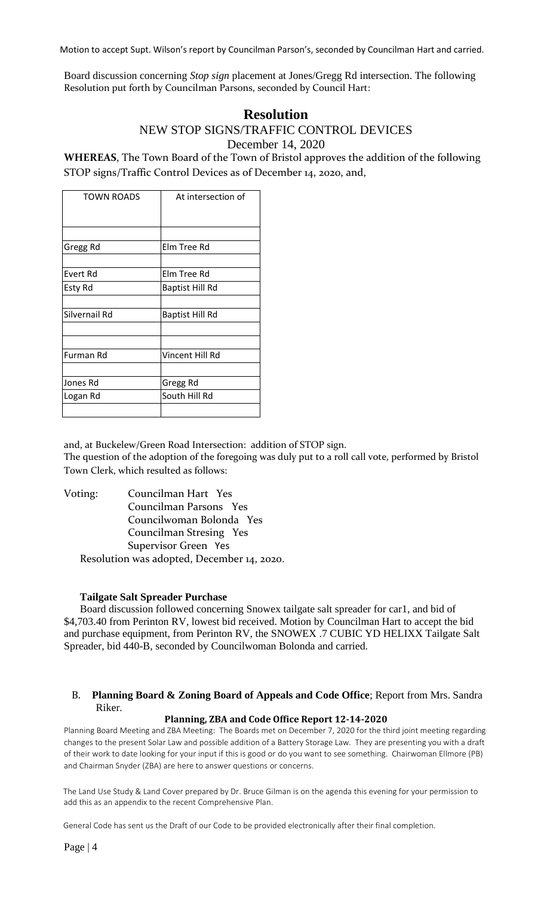Motion to accept Supt. Wilson's report by Councilman Parson's, seconded by Councilman Hart and carried.

Board discussion concerning *Stop sign* placement at Jones/Gregg Rd intersection. The following Resolution put forth by Councilman Parsons, seconded by Council Hart:

## Resolution

### NEW STOP SIGNS/TRAFFIC CONTROL DEVICES

December 14, 2020

**WHEREAS**, The Town Board of the Town of Bristol approves the addition of the following STOP signs/Traffic Control Devices as of December 14, 2020, and,

| TOWN ROADS | At intersection of |
|---|---|
| | |
| Gregg Rd | Elm Tree Rd |
| | |
| Evert Rd | Elm Tree Rd |
| Esty Rd | Baptist Hill Rd |
| | |
| Silvernail Rd | Baptist Hill Rd |
| | |
| | |
| Furman Rd | Vincent Hill Rd |
| | |
| Jones Rd | Gregg Rd |
| Logan Rd | South Hill Rd |
| | |

and, at Buckelew/Green Road Intersection: addition of STOP sign.

The question of the adoption of the foregoing was duly put to a roll call vote, performed by Bristol Town Clerk, which resulted as follows:

Voting:
- Councilman Hart Yes
- Councilman Parsons Yes
- Councilwoman Bolonda Yes
- Councilman Stresing Yes
- Supervisor Green Yes

Resolution was adopted, December 14, 2020.

**Tailgate Salt Spreader Purchase**

Board discussion followed concerning Snowex tailgate salt spreader for car1, and bid of $4,703.40 from Perinton RV, lowest bid received. Motion by Councilman Hart to accept the bid and purchase equipment, from Perinton RV, the SNOWEX .7 CUBIC YD HELIXX Tailgate Salt Spreader, bid 440-B, seconded by Councilwoman Bolonda and carried.

B. **Planning Board & Zoning Board of Appeals and Code Office**; Report from Mrs. Sandra Riker.

**Planning, ZBA and Code Office Report 12-14-2020**

Planning Board Meeting and ZBA Meeting: The Boards met on December 7, 2020 for the third joint meeting regarding changes to the present Solar Law and possible addition of a Battery Storage Law. They are presenting you with a draft of their work to date looking for your input if this is good or do you want to see something. Chairwoman Ellmore (PB) and Chairman Snyder (ZBA) are here to answer questions or concerns.

The Land Use Study & Land Cover prepared by Dr. Bruce Gilman is on the agenda this evening for your permission to add this as an appendix to the recent Comprehensive Plan.

General Code has sent us the Draft of our Code to be provided electronically after their final completion.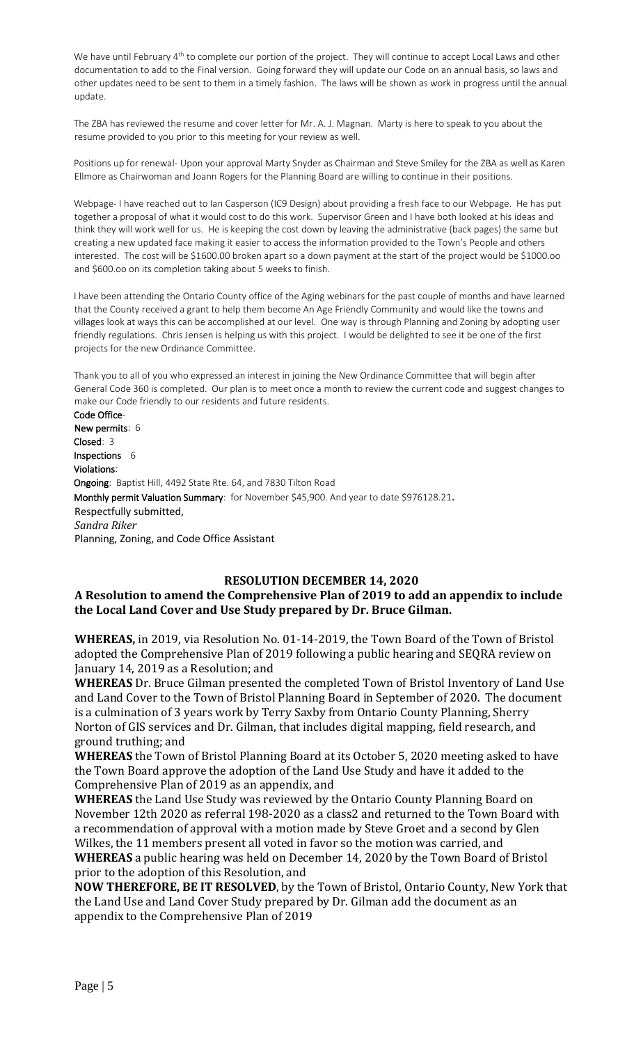We have until February 4th to complete our portion of the project. They will continue to accept Local Laws and other documentation to add to the Final version. Going forward they will update our Code on an annual basis, so laws and other updates need to be sent to them in a timely fashion. The laws will be shown as work in progress until the annual update.

The ZBA has reviewed the resume and cover letter for Mr. A. J. Magnan. Marty is here to speak to you about the resume provided to you prior to this meeting for your review as well.

Positions up for renewal- Upon your approval Marty Snyder as Chairman and Steve Smiley for the ZBA as well as Karen Ellmore as Chairwoman and Joann Rogers for the Planning Board are willing to continue in their positions.

Webpage- I have reached out to Ian Casperson (IC9 Design) about providing a fresh face to our Webpage. He has put together a proposal of what it would cost to do this work. Supervisor Green and I have both looked at his ideas and think they will work well for us. He is keeping the cost down by leaving the administrative (back pages) the same but creating a new updated face making it easier to access the information provided to the Town's People and others interested. The cost will be $1600.00 broken apart so a down payment at the start of the project would be $1000.oo and $600.oo on its completion taking about 5 weeks to finish.

I have been attending the Ontario County office of the Aging webinars for the past couple of months and have learned that the County received a grant to help them become An Age Friendly Community and would like the towns and villages look at ways this can be accomplished at our level. One way is through Planning and Zoning by adopting user friendly regulations. Chris Jensen is helping us with this project. I would be delighted to see it be one of the first projects for the new Ordinance Committee.

Thank you to all of you who expressed an interest in joining the New Ordinance Committee that will begin after General Code 360 is completed. Our plan is to meet once a month to review the current code and suggest changes to make our Code friendly to our residents and future residents.

**Code Office**-
**New permits**: 6
**Closed**: 3
**Inspections** 6
**Violations**:
**Ongoing**: Baptist Hill, 4492 State Rte. 64, and 7830 Tilton Road
**Monthly permit Valuation Summary**: for November $45,900. And year to date $976128.21.
Respectfully submitted,
*Sandra Riker*
Planning, Zoning, and Code Office Assistant

## RESOLUTION DECEMBER 14, 2020

### A Resolution to amend the Comprehensive Plan of 2019 to add an appendix to include the Local Land Cover and Use Study prepared by Dr. Bruce Gilman.

**WHEREAS,** in 2019, via Resolution No. 01-14-2019, the Town Board of the Town of Bristol adopted the Comprehensive Plan of 2019 following a public hearing and SEQRA review on January 14, 2019 as a Resolution; and

**WHEREAS** Dr. Bruce Gilman presented the completed Town of Bristol Inventory of Land Use and Land Cover to the Town of Bristol Planning Board in September of 2020. The document is a culmination of 3 years work by Terry Saxby from Ontario County Planning, Sherry Norton of GIS services and Dr. Gilman, that includes digital mapping, field research, and ground truthing; and

**WHEREAS** the Town of Bristol Planning Board at its October 5, 2020 meeting asked to have the Town Board approve the adoption of the Land Use Study and have it added to the Comprehensive Plan of 2019 as an appendix, and

**WHEREAS** the Land Use Study was reviewed by the Ontario County Planning Board on November 12th 2020 as referral 198-2020 as a class2 and returned to the Town Board with a recommendation of approval with a motion made by Steve Groet and a second by Glen Wilkes, the 11 members present all voted in favor so the motion was carried, and

**WHEREAS** a public hearing was held on December 14, 2020 by the Town Board of Bristol prior to the adoption of this Resolution, and

**NOW THEREFORE, BE IT RESOLVED**, by the Town of Bristol, Ontario County, New York that the Land Use and Land Cover Study prepared by Dr. Gilman add the document as an appendix to the Comprehensive Plan of 2019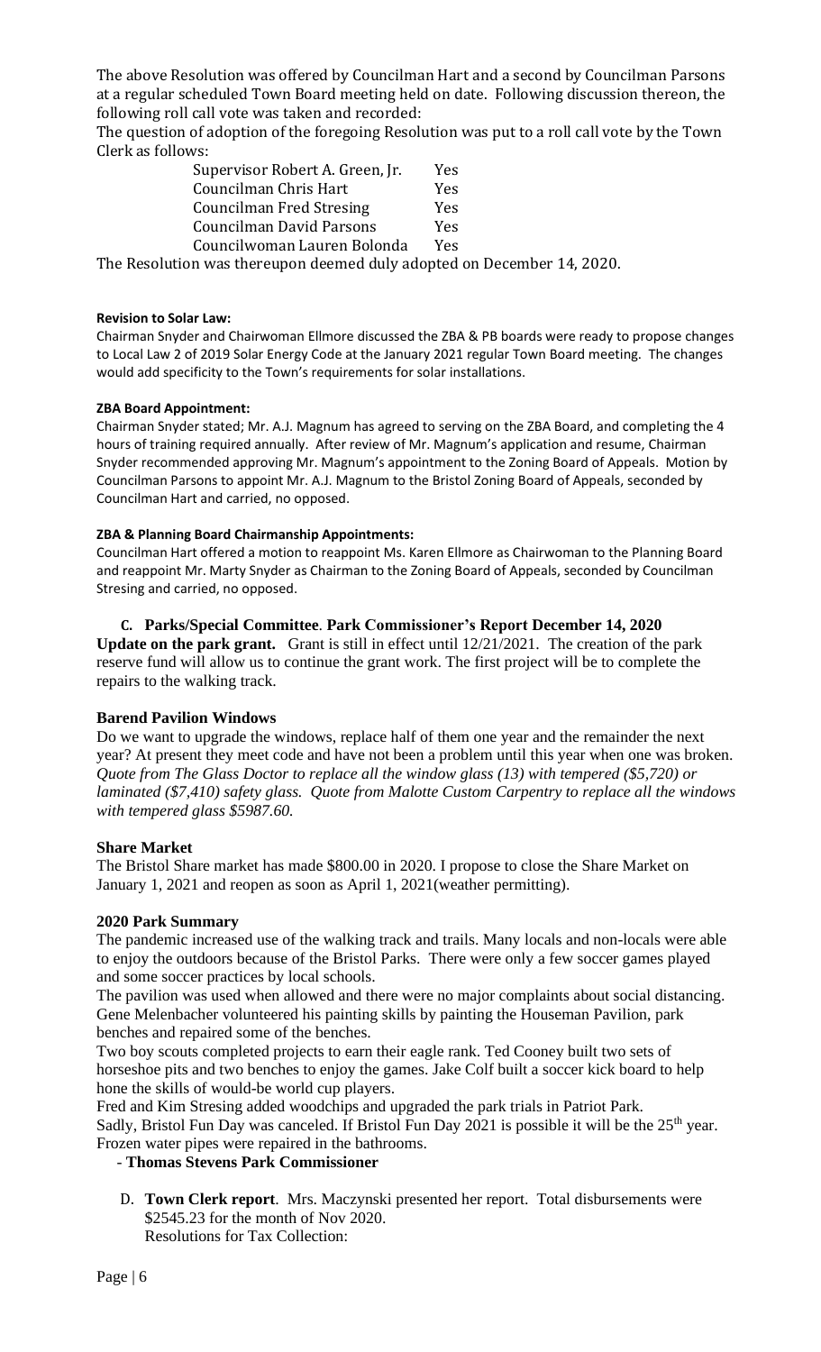The above Resolution was offered by Councilman Hart and a second by Councilman Parsons at a regular scheduled Town Board meeting held on date. Following discussion thereon, the following roll call vote was taken and recorded:

The question of adoption of the foregoing Resolution was put to a roll call vote by the Town Clerk as follows:

| | |
|---|---|
| Supervisor Robert A. Green, Jr. | Yes |
| Councilman Chris Hart | Yes |
| Councilman Fred Stresing | Yes |
| Councilman David Parsons | Yes |
| Councilwoman Lauren Bolonda | Yes |

The Resolution was thereupon deemed duly adopted on December 14, 2020.

**Revision to Solar Law:**

Chairman Snyder and Chairwoman Ellmore discussed the ZBA & PB boards were ready to propose changes to Local Law 2 of 2019 Solar Energy Code at the January 2021 regular Town Board meeting. The changes would add specificity to the Town's requirements for solar installations.

**ZBA Board Appointment:**

Chairman Snyder stated; Mr. A.J. Magnum has agreed to serving on the ZBA Board, and completing the 4 hours of training required annually. After review of Mr. Magnum's application and resume, Chairman Snyder recommended approving Mr. Magnum's appointment to the Zoning Board of Appeals. Motion by Councilman Parsons to appoint Mr. A.J. Magnum to the Bristol Zoning Board of Appeals, seconded by Councilman Hart and carried, no opposed.

**ZBA & Planning Board Chairmanship Appointments:**

Councilman Hart offered a motion to reappoint Ms. Karen Ellmore as Chairwoman to the Planning Board and reappoint Mr. Marty Snyder as Chairman to the Zoning Board of Appeals, seconded by Councilman Stresing and carried, no opposed.

**C. Parks/Special Committee**. **Park Commissioner's Report December 14, 2020**

**Update on the park grant.** Grant is still in effect until 12/21/2021. The creation of the park reserve fund will allow us to continue the grant work. The first project will be to complete the repairs to the walking track.

**Barend Pavilion Windows**

Do we want to upgrade the windows, replace half of them one year and the remainder the next year? At present they meet code and have not been a problem until this year when one was broken. *Quote from The Glass Doctor to replace all the window glass (13) with tempered ($5,720) or laminated ($7,410) safety glass. Quote from Malotte Custom Carpentry to replace all the windows with tempered glass $5987.60.*

**Share Market**

The Bristol Share market has made $800.00 in 2020. I propose to close the Share Market on January 1, 2021 and reopen as soon as April 1, 2021(weather permitting).

**2020 Park Summary**

The pandemic increased use of the walking track and trails. Many locals and non-locals were able to enjoy the outdoors because of the Bristol Parks. There were only a few soccer games played and some soccer practices by local schools.

The pavilion was used when allowed and there were no major complaints about social distancing. Gene Melenbacher volunteered his painting skills by painting the Houseman Pavilion, park benches and repaired some of the benches.

Two boy scouts completed projects to earn their eagle rank. Ted Cooney built two sets of horseshoe pits and two benches to enjoy the games. Jake Colf built a soccer kick board to help hone the skills of would-be world cup players.

Fred and Kim Stresing added woodchips and upgraded the park trials in Patriot Park.

Sadly, Bristol Fun Day was canceled. If Bristol Fun Day 2021 is possible it will be the 25th year.

Frozen water pipes were repaired in the bathrooms.

- **Thomas Stevens Park Commissioner**

D. **Town Clerk report**. Mrs. Maczynski presented her report. Total disbursements were $2545.23 for the month of Nov 2020.
Resolutions for Tax Collection: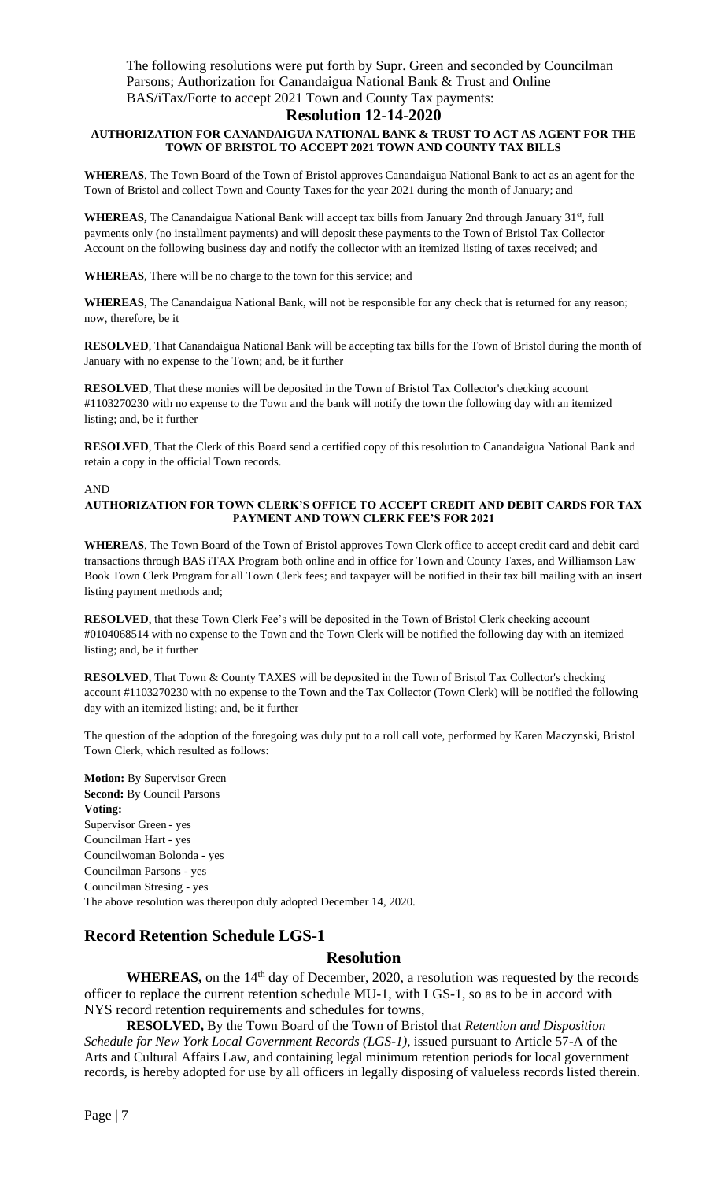The following resolutions were put forth by Supr. Green and seconded by Councilman Parsons; Authorization for Canandaigua National Bank & Trust and Online BAS/iTax/Forte to accept 2021 Town and County Tax payments:

### Resolution 12-14-2020

**AUTHORIZATION FOR CANANDAIGUA NATIONAL BANK & TRUST TO ACT AS AGENT FOR THE TOWN OF BRISTOL TO ACCEPT 2021 TOWN AND COUNTY TAX BILLS**

**WHEREAS**, The Town Board of the Town of Bristol approves Canandaigua National Bank to act as an agent for the Town of Bristol and collect Town and County Taxes for the year 2021 during the month of January; and

**WHEREAS,** The Canandaigua National Bank will accept tax bills from January 2nd through January 31st, full payments only (no installment payments) and will deposit these payments to the Town of Bristol Tax Collector Account on the following business day and notify the collector with an itemized listing of taxes received; and

**WHEREAS**, There will be no charge to the town for this service; and

**WHEREAS**, The Canandaigua National Bank, will not be responsible for any check that is returned for any reason; now, therefore, be it

**RESOLVED**, That Canandaigua National Bank will be accepting tax bills for the Town of Bristol during the month of January with no expense to the Town; and, be it further

**RESOLVED**, That these monies will be deposited in the Town of Bristol Tax Collector's checking account #1103270230 with no expense to the Town and the bank will notify the town the following day with an itemized listing; and, be it further

**RESOLVED**, That the Clerk of this Board send a certified copy of this resolution to Canandaigua National Bank and retain a copy in the official Town records.

AND

**AUTHORIZATION FOR TOWN CLERK'S OFFICE TO ACCEPT CREDIT AND DEBIT CARDS FOR TAX PAYMENT AND TOWN CLERK FEE'S FOR 2021**

**WHEREAS**, The Town Board of the Town of Bristol approves Town Clerk office to accept credit card and debit card transactions through BAS iTAX Program both online and in office for Town and County Taxes, and Williamson Law Book Town Clerk Program for all Town Clerk fees; and taxpayer will be notified in their tax bill mailing with an insert listing payment methods and;

**RESOLVED**, that these Town Clerk Fee's will be deposited in the Town of Bristol Clerk checking account #0104068514 with no expense to the Town and the Town Clerk will be notified the following day with an itemized listing; and, be it further

**RESOLVED**, That Town & County TAXES will be deposited in the Town of Bristol Tax Collector's checking account #1103270230 with no expense to the Town and the Tax Collector (Town Clerk) will be notified the following day with an itemized listing; and, be it further

The question of the adoption of the foregoing was duly put to a roll call vote, performed by Karen Maczynski, Bristol Town Clerk, which resulted as follows:

**Motion:** By Supervisor Green
**Second:** By Council Parsons
**Voting:**
Supervisor Green - yes
Councilman Hart - yes
Councilwoman Bolonda - yes
Councilman Parsons - yes
Councilman Stresing - yes
The above resolution was thereupon duly adopted December 14, 2020.

## Record Retention Schedule LGS-1

### Resolution

**WHEREAS,** on the 14th day of December, 2020, a resolution was requested by the records officer to replace the current retention schedule MU-1, with LGS-1, so as to be in accord with NYS record retention requirements and schedules for towns,

**RESOLVED,** By the Town Board of the Town of Bristol that *Retention and Disposition Schedule for New York Local Government Records (LGS-1)*, issued pursuant to Article 57-A of the Arts and Cultural Affairs Law, and containing legal minimum retention periods for local government records, is hereby adopted for use by all officers in legally disposing of valueless records listed therein.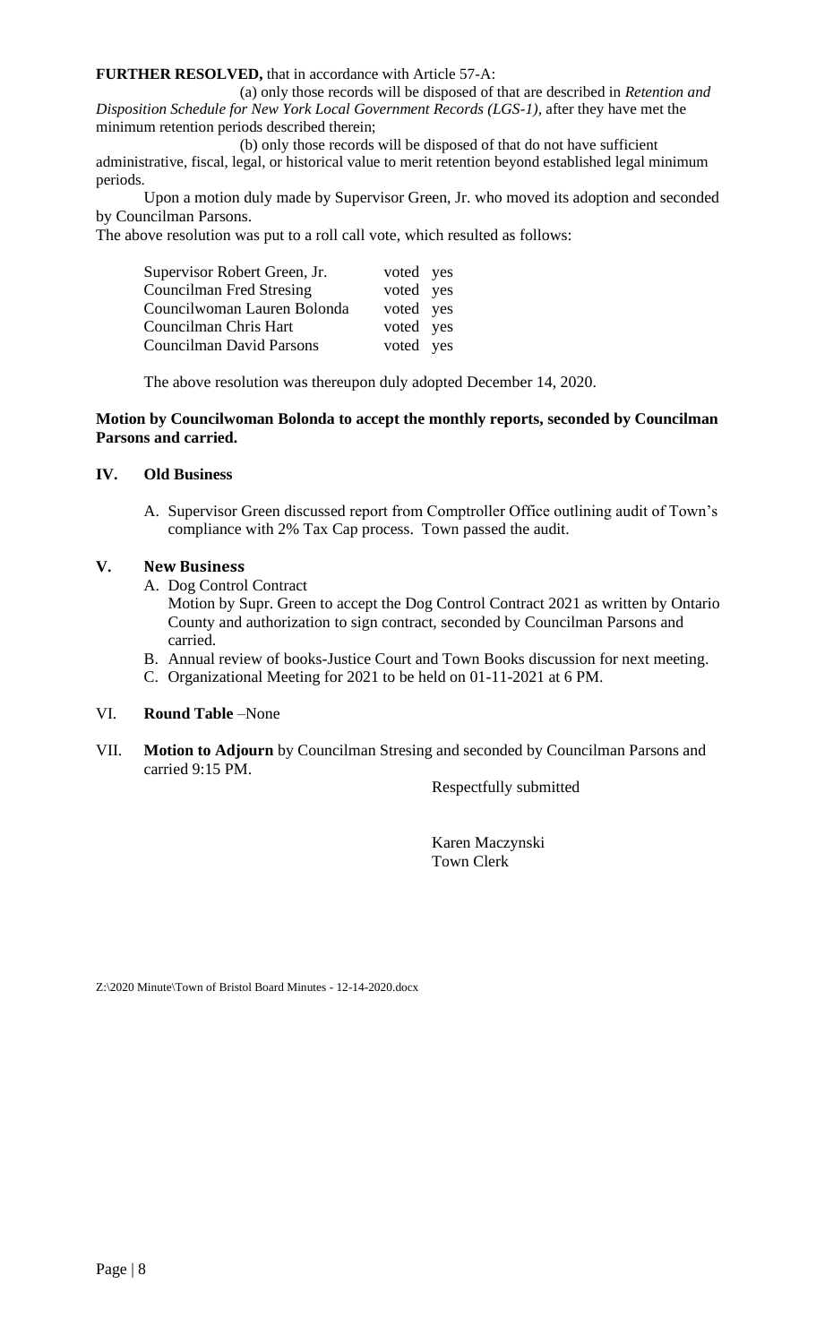**FURTHER RESOLVED,** that in accordance with Article 57-A:

(a) only those records will be disposed of that are described in *Retention and Disposition Schedule for New York Local Government Records (LGS-1),* after they have met the minimum retention periods described therein;

(b) only those records will be disposed of that do not have sufficient administrative, fiscal, legal, or historical value to merit retention beyond established legal minimum periods.

Upon a motion duly made by Supervisor Green, Jr. who moved its adoption and seconded by Councilman Parsons.

The above resolution was put to a roll call vote, which resulted as follows:

| | |
|---|---|
| Supervisor Robert Green, Jr. | voted yes |
| Councilman Fred Stresing | voted yes |
| Councilwoman Lauren Bolonda | voted yes |
| Councilman Chris Hart | voted yes |
| Councilman David Parsons | voted yes |

The above resolution was thereupon duly adopted December 14, 2020.

**Motion by Councilwoman Bolonda to accept the monthly reports, seconded by Councilman Parsons and carried.**

## IV. Old Business

A. Supervisor Green discussed report from Comptroller Office outlining audit of Town's compliance with 2% Tax Cap process. Town passed the audit.

## V. New Business

A. Dog Control Contract
   Motion by Supr. Green to accept the Dog Control Contract 2021 as written by Ontario County and authorization to sign contract, seconded by Councilman Parsons and carried.
B. Annual review of books-Justice Court and Town Books discussion for next meeting.
C. Organizational Meeting for 2021 to be held on 01-11-2021 at 6 PM.

VI. **Round Table** –None

VII. **Motion to Adjourn** by Councilman Stresing and seconded by Councilman Parsons and carried 9:15 PM.

Respectfully submitted

Karen Maczynski
Town Clerk

Z:\2020 Minute\Town of Bristol Board Minutes - 12-14-2020.docx